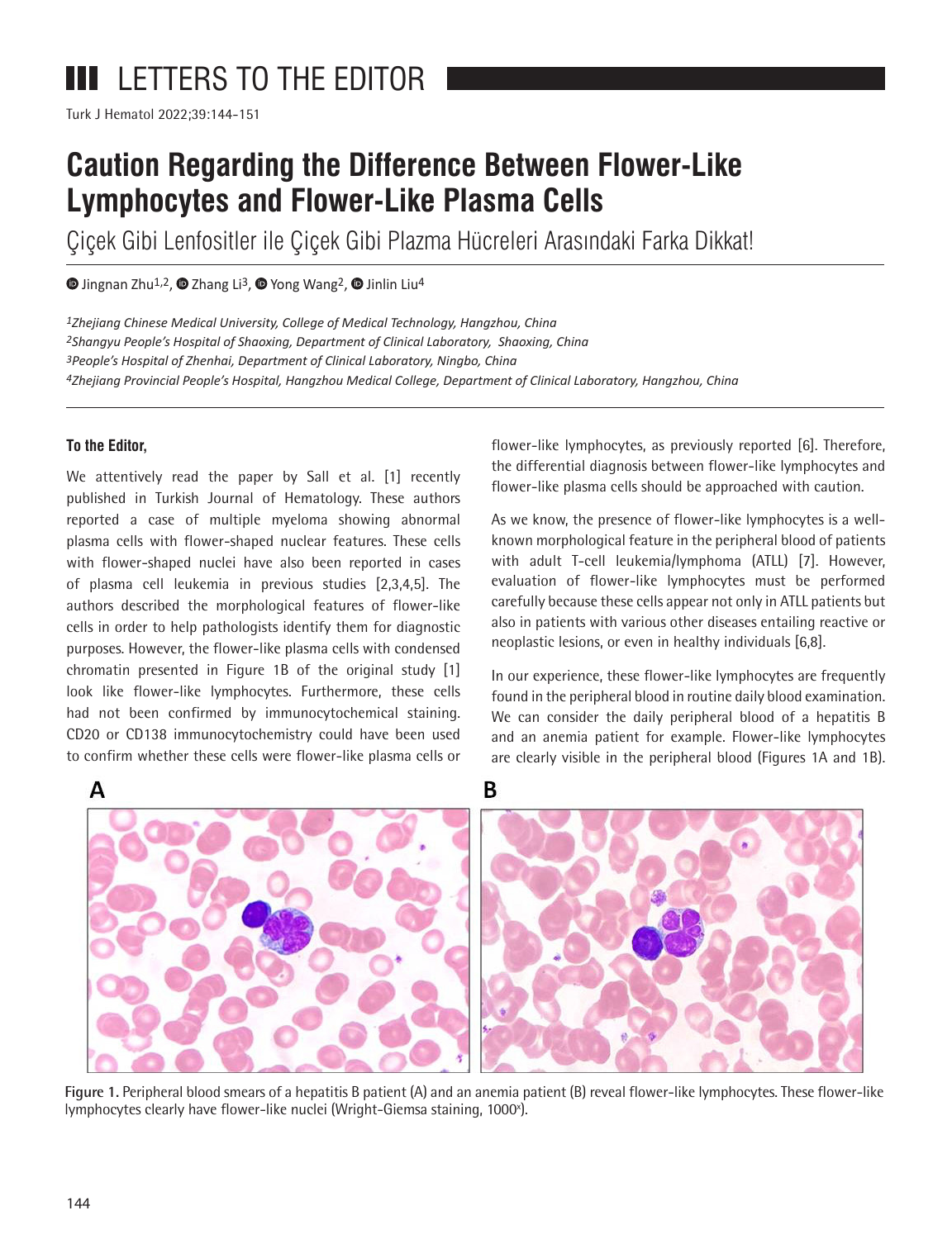# LETTERS TO THE EDITOR

# Caution Regarding the Difference Between Flower-Like Lymphocytes and Flower-Like Plasma Cells

## Çiçek Gibi Lenfositler ile Çiçek Gibi Plazma Hücreleri Arasındaki Farka Dikkat!

Jingnan Zhu[1,2], Zhang Li[3], Yong Wang[2], Jinlin Liu[4]

*[1]Zhejiang Chinese Medical University, College of Medical Technology, Hangzhou, China*
*[2]Shangyu People's Hospital of Shaoxing, Department of Clinical Laboratory, Shaoxing, China*
*[3]People's Hospital of Zhenhai, Department of Clinical Laboratory, Ningbo, China*
*[4]Zhejiang Provincial People's Hospital, Hangzhou Medical College, Department of Clinical Laboratory, Hangzhou, China*

**To the Editor,**

We attentively read the paper by Sall et al. [1] recently published in Turkish Journal of Hematology. These authors reported a case of multiple myeloma showing abnormal plasma cells with flower-shaped nuclear features. These cells with flower-shaped nuclei have also been reported in cases of plasma cell leukemia in previous studies [2,3,4,5]. The authors described the morphological features of flower-like cells in order to help pathologists identify them for diagnostic purposes. However, the flower-like plasma cells with condensed chromatin presented in Figure 1B of the original study [1] look like flower-like lymphocytes. Furthermore, these cells had not been confirmed by immunocytochemical staining. CD20 or CD138 immunocytochemistry could have been used to confirm whether these cells were flower-like plasma cells or flower-like lymphocytes, as previously reported [6]. Therefore, the differential diagnosis between flower-like lymphocytes and flower-like plasma cells should be approached with caution.

As we know, the presence of flower-like lymphocytes is a well-known morphological feature in the peripheral blood of patients with adult T-cell leukemia/lymphoma (ATLL) [7]. However, evaluation of flower-like lymphocytes must be performed carefully because these cells appear not only in ATLL patients but also in patients with various other diseases entailing reactive or neoplastic lesions, or even in healthy individuals [6,8].

In our experience, these flower-like lymphocytes are frequently found in the peripheral blood in routine daily blood examination. We can consider the daily peripheral blood of a hepatitis B and an anemia patient for example. Flower-like lymphocytes are clearly visible in the peripheral blood (Figures 1A and 1B).

Figure 1. Peripheral blood smears of a hepatitis B patient (A) and an anemia patient (B) reveal flower-like lymphocytes. These flower-like lymphocytes clearly have flower-like nuclei (Wright-Giemsa staining, 1000x).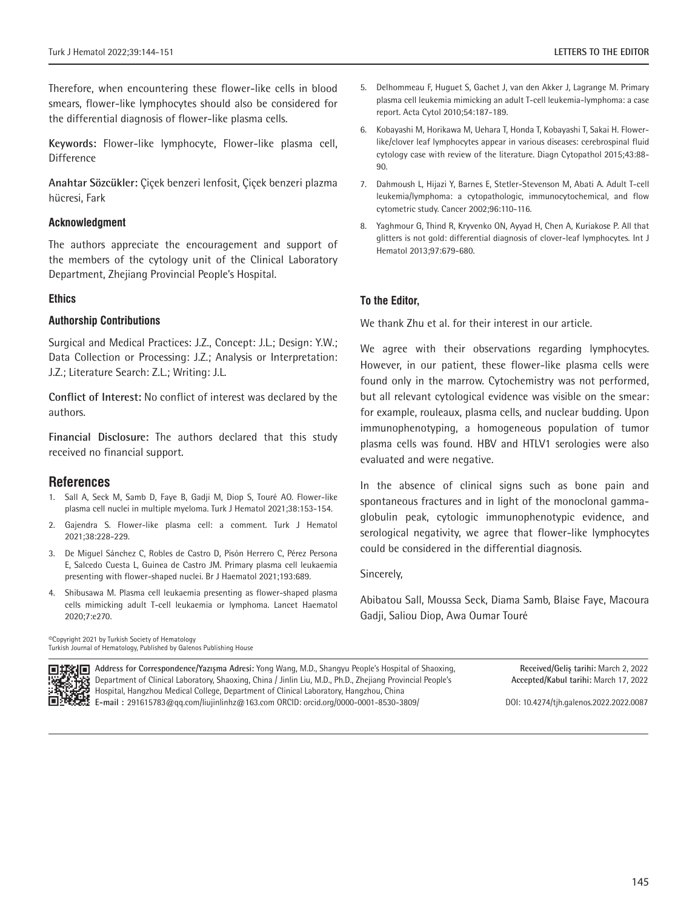Therefore, when encountering these flower-like cells in blood smears, flower-like lymphocytes should also be considered for the differential diagnosis of flower-like plasma cells.

**Keywords:** Flower-like lymphocyte, Flower-like plasma cell, Difference

**Anahtar Sözcükler:** Çiçek benzeri lenfosit, Çiçek benzeri plazma hücresi, Fark

### Acknowledgment

The authors appreciate the encouragement and support of the members of the cytology unit of the Clinical Laboratory Department, Zhejiang Provincial People's Hospital.

### Ethics

### Authorship Contributions

Surgical and Medical Practices: J.Z., Concept: J.L.; Design: Y.W.; Data Collection or Processing: J.Z.; Analysis or Interpretation: J.Z.; Literature Search: Z.L.; Writing: J.L.

**Conflict of Interest:** No conflict of interest was declared by the authors.

**Financial Disclosure:** The authors declared that this study received no financial support.

## References

1. Sall A, Seck M, Samb D, Faye B, Gadji M, Diop S, Touré AO. Flower-like plasma cell nuclei in multiple myeloma. Turk J Hematol 2021;38:153-154.
2. Gajendra S. Flower-like plasma cell: a comment. Turk J Hematol 2021;38:228-229.
3. De Miguel Sánchez C, Robles de Castro D, Pisón Herrero C, Pérez Persona E, Salcedo Cuesta L, Guinea de Castro JM. Primary plasma cell leukaemia presenting with flower-shaped nuclei. Br J Haematol 2021;193:689.
4. Shibusawa M. Plasma cell leukaemia presenting as flower-shaped plasma cells mimicking adult T-cell leukaemia or lymphoma. Lancet Haematol 2020;7:e270.
5. Delhommeau F, Huguet S, Gachet J, van den Akker J, Lagrange M. Primary plasma cell leukemia mimicking an adult T-cell leukemia-lymphoma: a case report. Acta Cytol 2010;54:187-189.
6. Kobayashi M, Horikawa M, Uehara T, Honda T, Kobayashi T, Sakai H. Flower-like/clover leaf lymphocytes appear in various diseases: cerebrospinal fluid cytology case with review of the literature. Diagn Cytopathol 2015;43:88-90.
7. Dahmoush L, Hijazi Y, Barnes E, Stetler-Stevenson M, Abati A. Adult T-cell leukemia/lymphoma: a cytopathologic, immunocytochemical, and flow cytometric study. Cancer 2002;96:110-116.
8. Yaghmour G, Thind R, Kryvenko ON, Ayyad H, Chen A, Kuriakose P. All that glitters is not gold: differential diagnosis of clover-leaf lymphocytes. Int J Hematol 2013;97:679-680.

©Copyright 2021 by Turkish Society of Hematology
Turkish Journal of Hematology, Published by Galenos Publishing House

**Address for Correspondence/Yazışma Adresi:** Yong Wang, M.D., Shangyu People's Hospital of Shaoxing, Department of Clinical Laboratory, Shaoxing, China / Jinlin Liu, M.D., Ph.D., Zhejiang Provincial People's Hospital, Hangzhou Medical College, Department of Clinical Laboratory, Hangzhou, China
**E-mail :** 291615783@qq.com/liujinlinhz@163.com ORCID: orcid.org/0000-0001-8530-3809/

**Received/Geliş tarihi:** March 2, 2022
**Accepted/Kabul tarihi:** March 17, 2022

DOI: 10.4274/tjh.galenos.2022.2022.0087

### To the Editor,

We thank Zhu et al. for their interest in our article.

We agree with their observations regarding lymphocytes. However, in our patient, these flower-like plasma cells were found only in the marrow. Cytochemistry was not performed, but all relevant cytological evidence was visible on the smear: for example, rouleaux, plasma cells, and nuclear budding. Upon immunophenotyping, a homogeneous population of tumor plasma cells was found. HBV and HTLV1 serologies were also evaluated and were negative.

In the absence of clinical signs such as bone pain and spontaneous fractures and in light of the monoclonal gamma-globulin peak, cytologic immunophenotypic evidence, and serological negativity, we agree that flower-like lymphocytes could be considered in the differential diagnosis.

Sincerely,

Abibatou Sall, Moussa Seck, Diama Samb, Blaise Faye, Macoura Gadji, Saliou Diop, Awa Oumar Touré